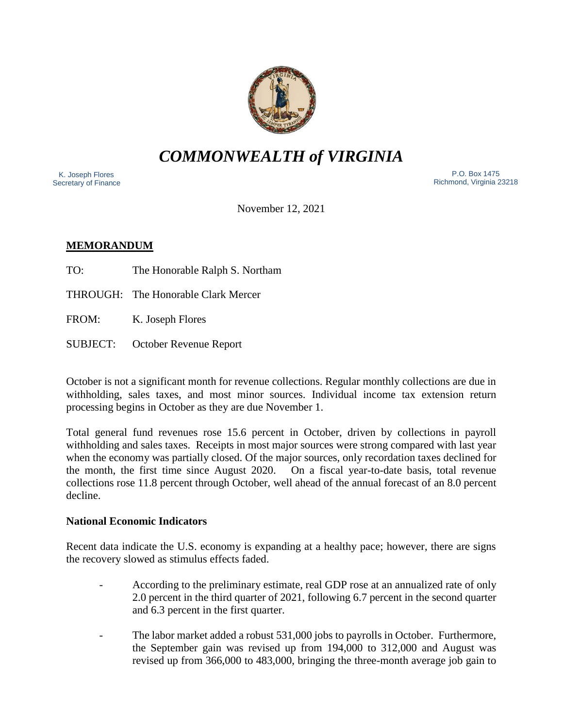# *COMMONWEALTH of VIRGINIA*

K. Joseph Flores
Secretary of Finance

P.O. Box 1475
Richmond, Virginia 23218

November 12, 2021

**MEMORANDUM**

TO: The Honorable Ralph S. Northam

THROUGH: The Honorable Clark Mercer

FROM: K. Joseph Flores

SUBJECT: October Revenue Report

October is not a significant month for revenue collections. Regular monthly collections are due in withholding, sales taxes, and most minor sources. Individual income tax extension return processing begins in October as they are due November 1.

Total general fund revenues rose 15.6 percent in October, driven by collections in payroll withholding and sales taxes. Receipts in most major sources were strong compared with last year when the economy was partially closed. Of the major sources, only recordation taxes declined for the month, the first time since August 2020. On a fiscal year-to-date basis, total revenue collections rose 11.8 percent through October, well ahead of the annual forecast of an 8.0 percent decline.

**National Economic Indicators**

Recent data indicate the U.S. economy is expanding at a healthy pace; however, there are signs the recovery slowed as stimulus effects faded.

- According to the preliminary estimate, real GDP rose at an annualized rate of only 2.0 percent in the third quarter of 2021, following 6.7 percent in the second quarter and 6.3 percent in the first quarter.

- The labor market added a robust 531,000 jobs to payrolls in October. Furthermore, the September gain was revised up from 194,000 to 312,000 and August was revised up from 366,000 to 483,000, bringing the three-month average job gain to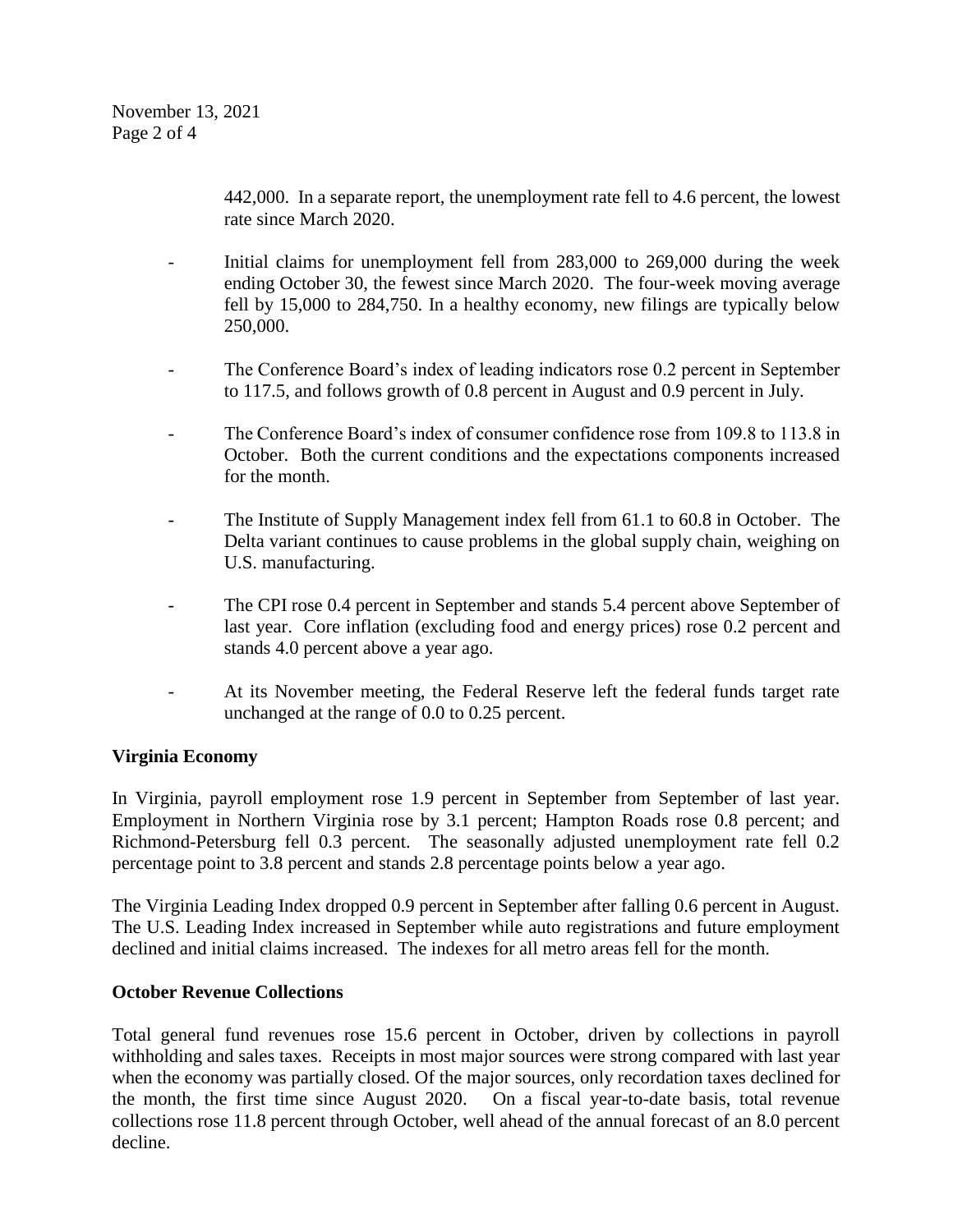442,000. In a separate report, the unemployment rate fell to 4.6 percent, the lowest rate since March 2020.

- Initial claims for unemployment fell from 283,000 to 269,000 during the week ending October 30, the fewest since March 2020. The four-week moving average fell by 15,000 to 284,750. In a healthy economy, new filings are typically below 250,000.

- The Conference Board's index of leading indicators rose 0.2 percent in September to 117.5, and follows growth of 0.8 percent in August and 0.9 percent in July.

- The Conference Board's index of consumer confidence rose from 109.8 to 113.8 in October. Both the current conditions and the expectations components increased for the month.

- The Institute of Supply Management index fell from 61.1 to 60.8 in October. The Delta variant continues to cause problems in the global supply chain, weighing on U.S. manufacturing.

- The CPI rose 0.4 percent in September and stands 5.4 percent above September of last year. Core inflation (excluding food and energy prices) rose 0.2 percent and stands 4.0 percent above a year ago.

- At its November meeting, the Federal Reserve left the federal funds target rate unchanged at the range of 0.0 to 0.25 percent.

**Virginia Economy**

In Virginia, payroll employment rose 1.9 percent in September from September of last year. Employment in Northern Virginia rose by 3.1 percent; Hampton Roads rose 0.8 percent; and Richmond-Petersburg fell 0.3 percent. The seasonally adjusted unemployment rate fell 0.2 percentage point to 3.8 percent and stands 2.8 percentage points below a year ago.

The Virginia Leading Index dropped 0.9 percent in September after falling 0.6 percent in August. The U.S. Leading Index increased in September while auto registrations and future employment declined and initial claims increased. The indexes for all metro areas fell for the month.

**October Revenue Collections**

Total general fund revenues rose 15.6 percent in October, driven by collections in payroll withholding and sales taxes. Receipts in most major sources were strong compared with last year when the economy was partially closed. Of the major sources, only recordation taxes declined for the month, the first time since August 2020. On a fiscal year-to-date basis, total revenue collections rose 11.8 percent through October, well ahead of the annual forecast of an 8.0 percent decline.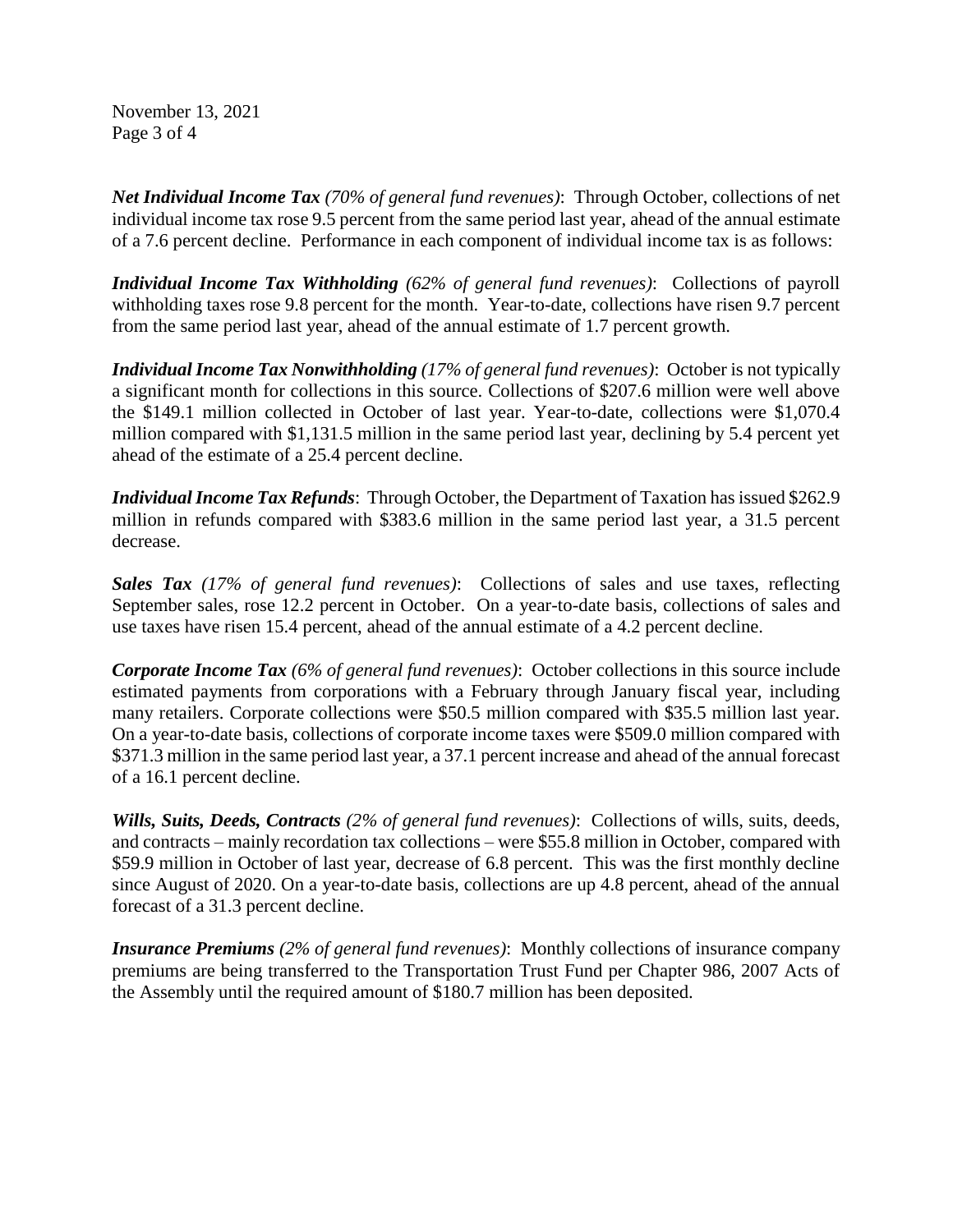***Net Individual Income Tax*** *(70% of general fund revenues)*: Through October, collections of net individual income tax rose 9.5 percent from the same period last year, ahead of the annual estimate of a 7.6 percent decline. Performance in each component of individual income tax is as follows:

***Individual Income Tax Withholding*** *(62% of general fund revenues)*: Collections of payroll withholding taxes rose 9.8 percent for the month. Year-to-date, collections have risen 9.7 percent from the same period last year, ahead of the annual estimate of 1.7 percent growth.

***Individual Income Tax Nonwithholding*** *(17% of general fund revenues)*: October is not typically a significant month for collections in this source. Collections of $207.6 million were well above the $149.1 million collected in October of last year. Year-to-date, collections were $1,070.4 million compared with $1,131.5 million in the same period last year, declining by 5.4 percent yet ahead of the estimate of a 25.4 percent decline.

***Individual Income Tax Refunds***: Through October, the Department of Taxation has issued $262.9 million in refunds compared with $383.6 million in the same period last year, a 31.5 percent decrease.

***Sales Tax*** *(17% of general fund revenues)*: Collections of sales and use taxes, reflecting September sales, rose 12.2 percent in October. On a year-to-date basis, collections of sales and use taxes have risen 15.4 percent, ahead of the annual estimate of a 4.2 percent decline.

***Corporate Income Tax*** *(6% of general fund revenues)*: October collections in this source include estimated payments from corporations with a February through January fiscal year, including many retailers. Corporate collections were $50.5 million compared with $35.5 million last year. On a year-to-date basis, collections of corporate income taxes were $509.0 million compared with $371.3 million in the same period last year, a 37.1 percent increase and ahead of the annual forecast of a 16.1 percent decline.

***Wills, Suits, Deeds, Contracts*** *(2% of general fund revenues)*: Collections of wills, suits, deeds, and contracts – mainly recordation tax collections – were $55.8 million in October, compared with $59.9 million in October of last year, decrease of 6.8 percent. This was the first monthly decline since August of 2020. On a year-to-date basis, collections are up 4.8 percent, ahead of the annual forecast of a 31.3 percent decline.

***Insurance Premiums*** *(2% of general fund revenues)*: Monthly collections of insurance company premiums are being transferred to the Transportation Trust Fund per Chapter 986, 2007 Acts of the Assembly until the required amount of $180.7 million has been deposited.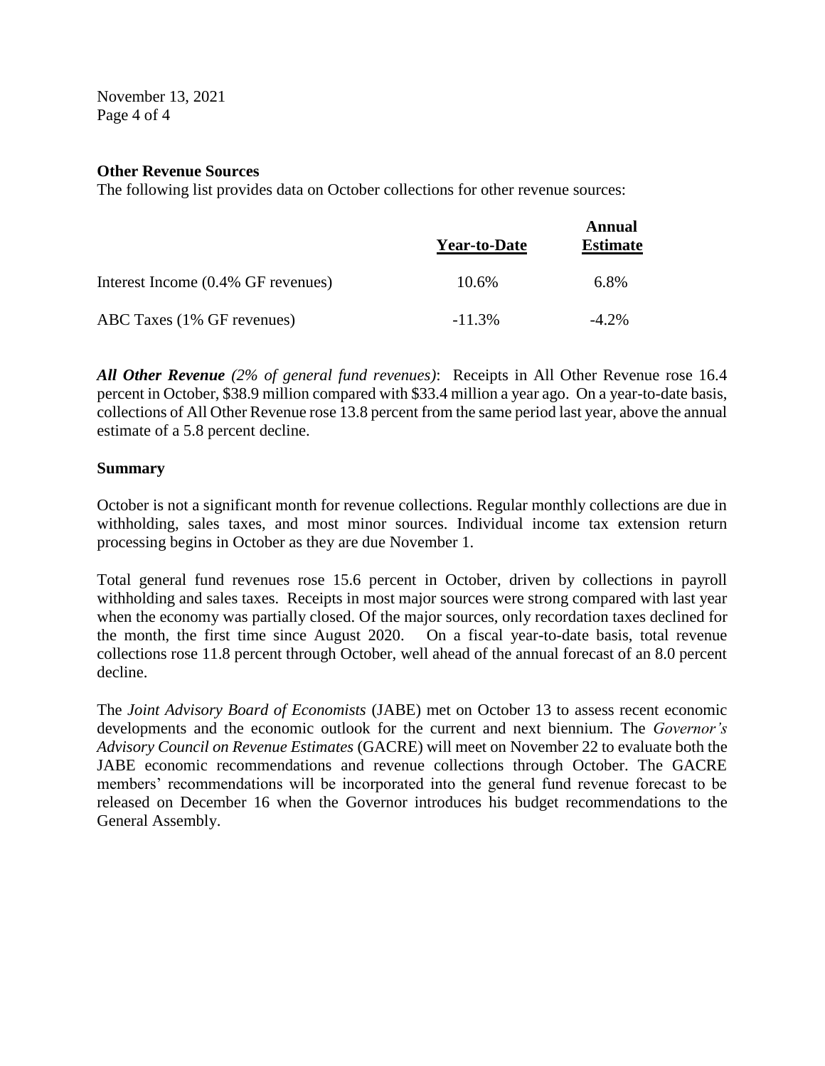### Other Revenue Sources

The following list provides data on October collections for other revenue sources:

| | Year-to-Date | Annual Estimate |
|---|---|---|
| Interest Income (0.4% GF revenues) | 10.6% | 6.8% |
| ABC Taxes (1% GF revenues) | -11.3% | -4.2% |

***All Other Revenue** (2% of general fund revenues)*: Receipts in All Other Revenue rose 16.4 percent in October, \$38.9 million compared with \$33.4 million a year ago. On a year-to-date basis, collections of All Other Revenue rose 13.8 percent from the same period last year, above the annual estimate of a 5.8 percent decline.

### Summary

October is not a significant month for revenue collections. Regular monthly collections are due in withholding, sales taxes, and most minor sources. Individual income tax extension return processing begins in October as they are due November 1.

Total general fund revenues rose 15.6 percent in October, driven by collections in payroll withholding and sales taxes. Receipts in most major sources were strong compared with last year when the economy was partially closed. Of the major sources, only recordation taxes declined for the month, the first time since August 2020. On a fiscal year-to-date basis, total revenue collections rose 11.8 percent through October, well ahead of the annual forecast of an 8.0 percent decline.

The *Joint Advisory Board of Economists* (JABE) met on October 13 to assess recent economic developments and the economic outlook for the current and next biennium. The *Governor's Advisory Council on Revenue Estimates* (GACRE) will meet on November 22 to evaluate both the JABE economic recommendations and revenue collections through October. The GACRE members' recommendations will be incorporated into the general fund revenue forecast to be released on December 16 when the Governor introduces his budget recommendations to the General Assembly.